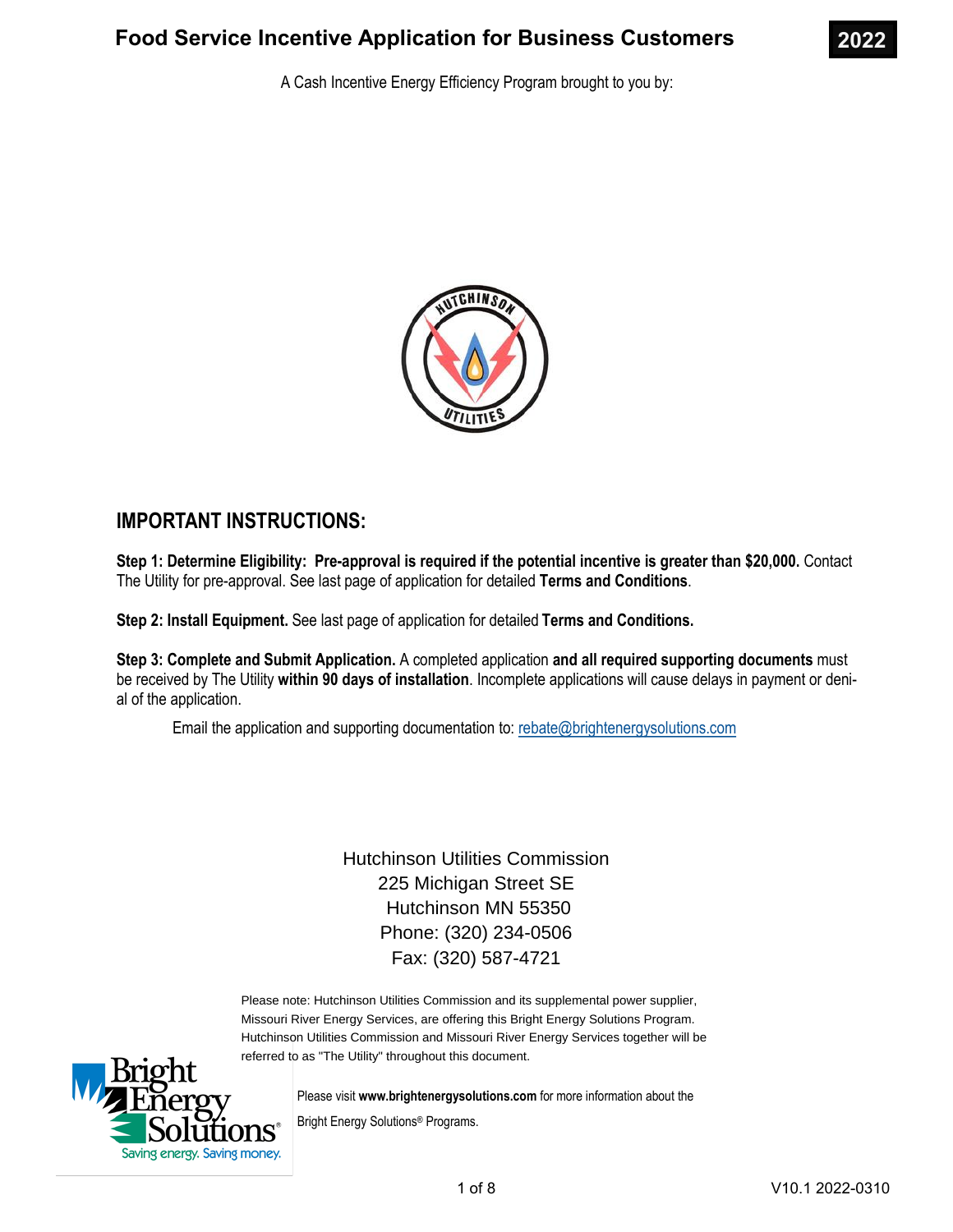# Food Service Incentive Application for Business Customers

**2022**

A Cash Incentive Energy Efficiency Program brought to you by:

## IMPORTANT INSTRUCTIONS:

**Step 1: Determine Eligibility: Pre-approval is required if the potential incentive is greater than $20,000.** Contact The Utility for pre-approval. See last page of application for detailed **Terms and Conditions**.

**Step 2: Install Equipment.** See last page of application for detailed **Terms and Conditions.**

**Step 3: Complete and Submit Application.** A completed application **and all required supporting documents** must be received by The Utility **within 90 days of installation**. Incomplete applications will cause delays in payment or denial of the application.

Email the application and supporting documentation to: rebate@brightenergysolutions.com

Hutchinson Utilities Commission
225 Michigan Street SE
Hutchinson MN 55350
Phone: (320) 234-0506
Fax: (320) 587-4721

Please note: Hutchinson Utilities Commission and its supplemental power supplier, Missouri River Energy Services, are offering this Bright Energy Solutions Program. Hutchinson Utilities Commission and Missouri River Energy Services together will be referred to as "The Utility" throughout this document.

Please visit **www.brightenergysolutions.com** for more information about the Bright Energy Solutions® Programs.

V10.1 2022-0310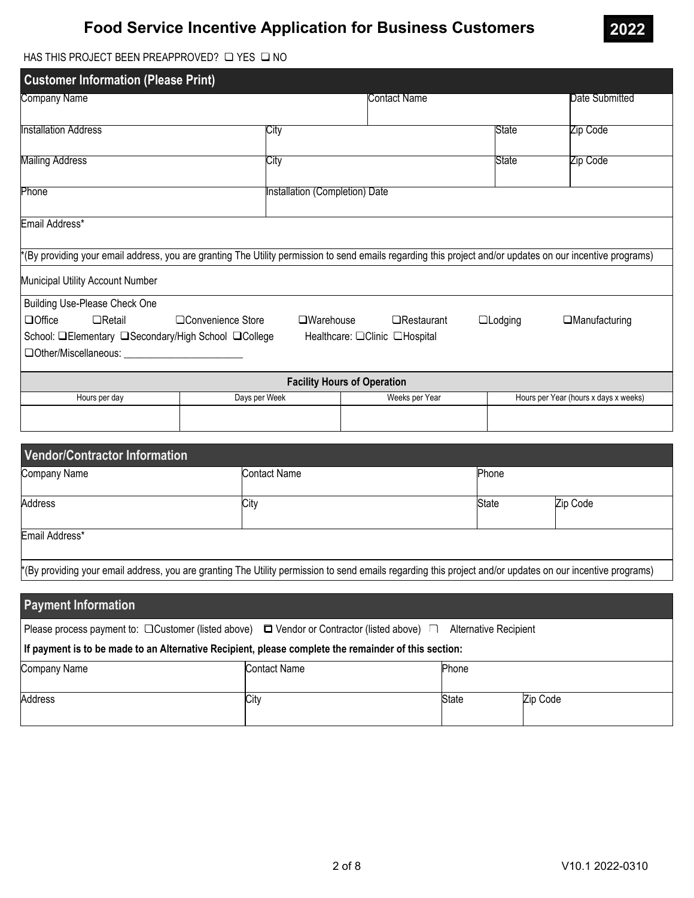# Food Service Incentive Application for Business Customers **2022**

HAS THIS PROJECT BEEN PREAPPROVED? ❑ YES ❑ NO

## Customer Information (Please Print)

| Company Name | | Contact Name | | Date Submitted |
|---|---|---|---|---|
| | | | | |

| Installation Address | City | State | Zip Code |
|---|---|---|---|
| | | | |

| Mailing Address | City | State | Zip Code |
|---|---|---|---|
| | | | |

| Phone | Installation (Completion) Date |
|---|---|
| | |

Email Address*

*(By providing your email address, you are granting The Utility permission to send emails regarding this project and/or updates on our incentive programs)

Municipal Utility Account Number

Building Use-Please Check One

❑Office ❑Retail ❑Convenience Store ❑Warehouse ❑Restaurant ❑Lodging ❑Manufacturing

School: ❑Elementary ❑Secondary/High School ❑College Healthcare: ❑Clinic ❑Hospital

❑Other/Miscellaneous: ______________________

**Facility Hours of Operation**

| Hours per day | Days per Week | Weeks per Year | Hours per Year (hours x days x weeks) |
|---|---|---|---|
| | | | |

## Vendor/Contractor Information

| Company Name | Contact Name | Phone | |
|---|---|---|---|
| | | | |
| **Address** | **City** | **State** | **Zip Code** |
| | | | |

Email Address*

*(By providing your email address, you are granting The Utility permission to send emails regarding this project and/or updates on our incentive programs)

## Payment Information

Please process payment to: ❑Customer (listed above) ❑ Vendor or Contractor (listed above) ❑ Alternative Recipient

**If payment is to be made to an Alternative Recipient, please complete the remainder of this section:**

| Company Name | Contact Name | Phone | |
|---|---|---|---|
| | | | |
| **Address** | **City** | **State** | **Zip Code** |
| | | | |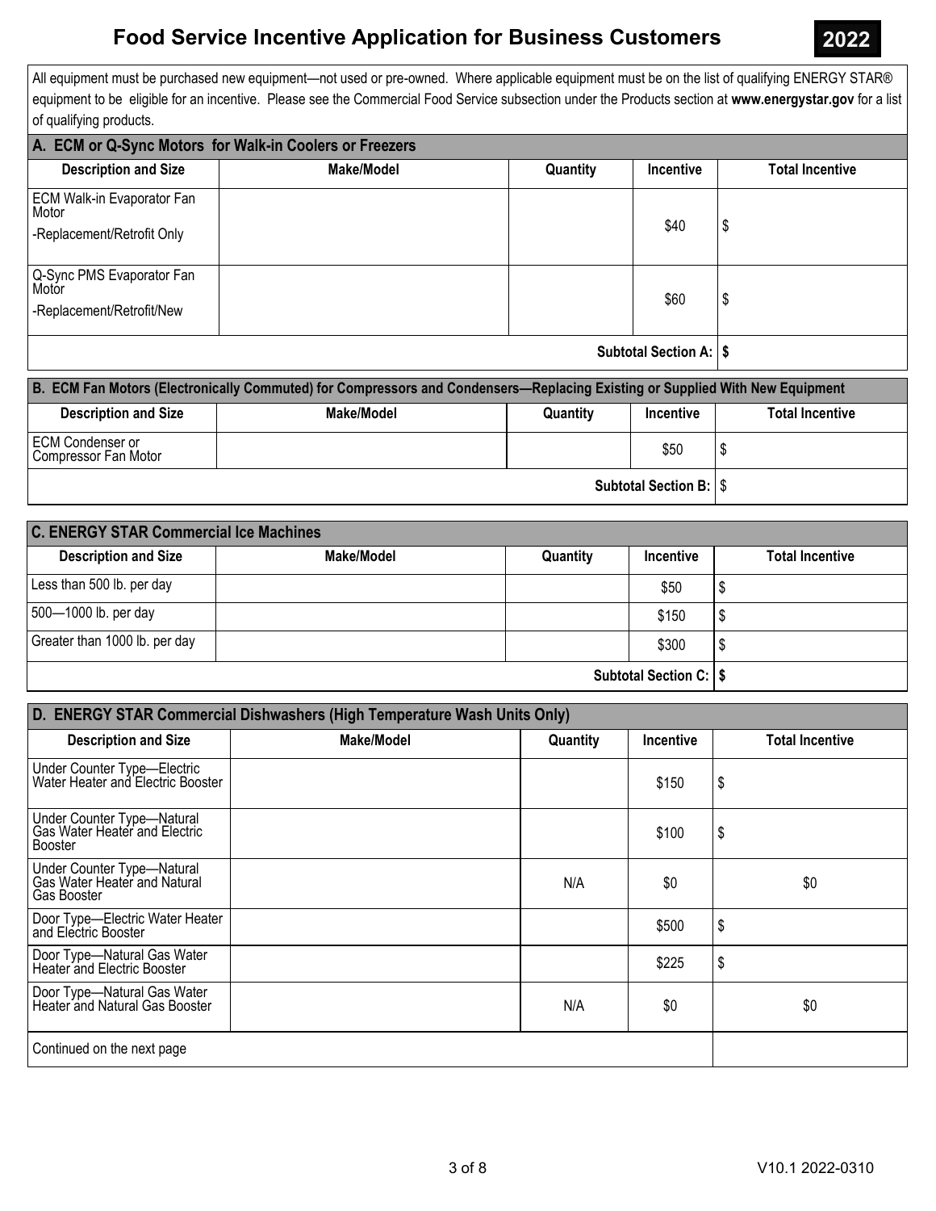# Food Service Incentive Application for Business Customers

**2022**

All equipment must be purchased new equipment—not used or pre-owned. Where applicable equipment must be on the list of qualifying ENERGY STAR® equipment to be eligible for an incentive. Please see the Commercial Food Service subsection under the Products section at **www.energystar.gov** for a list of qualifying products.

## A. ECM or Q-Sync Motors for Walk-in Coolers or Freezers

| Description and Size | Make/Model | Quantity | Incentive | Total Incentive |
|---|---|---|---|---|
| ECM Walk-in Evaporator Fan Motor<br>-Replacement/Retrofit Only | | | $40 | $ |
| Q-Sync PMS Evaporator Fan Motor<br>-Replacement/Retrofit/New | | | $60 | $ |
| | | | **Subtotal Section A:** | **$** |

## B. ECM Fan Motors (Electronically Commuted) for Compressors and Condensers—Replacing Existing or Supplied With New Equipment

| Description and Size | Make/Model | Quantity | Incentive | Total Incentive |
|---|---|---|---|---|
| ECM Condenser or Compressor Fan Motor | | | $50 | $ |
| | | | **Subtotal Section B:** | $ |

## C. ENERGY STAR Commercial Ice Machines

| Description and Size | Make/Model | Quantity | Incentive | Total Incentive |
|---|---|---|---|---|
| Less than 500 lb. per day | | | $50 | $ |
| 500—1000 lb. per day | | | $150 | $ |
| Greater than 1000 lb. per day | | | $300 | $ |
| | | | **Subtotal Section C:** | **$** |

## D. ENERGY STAR Commercial Dishwashers (High Temperature Wash Units Only)

| Description and Size | Make/Model | Quantity | Incentive | Total Incentive |
|---|---|---|---|---|
| Under Counter Type—Electric Water Heater and Electric Booster | | | $150 | $ |
| Under Counter Type—Natural Gas Water Heater and Electric Booster | | | $100 | $ |
| Under Counter Type—Natural Gas Water Heater and Natural Gas Booster | | N/A | $0 | $0 |
| Door Type—Electric Water Heater and Electric Booster | | | $500 | $ |
| Door Type—Natural Gas Water Heater and Electric Booster | | | $225 | $ |
| Door Type—Natural Gas Water Heater and Natural Gas Booster | | N/A | $0 | $0 |
| Continued on the next page | | | | |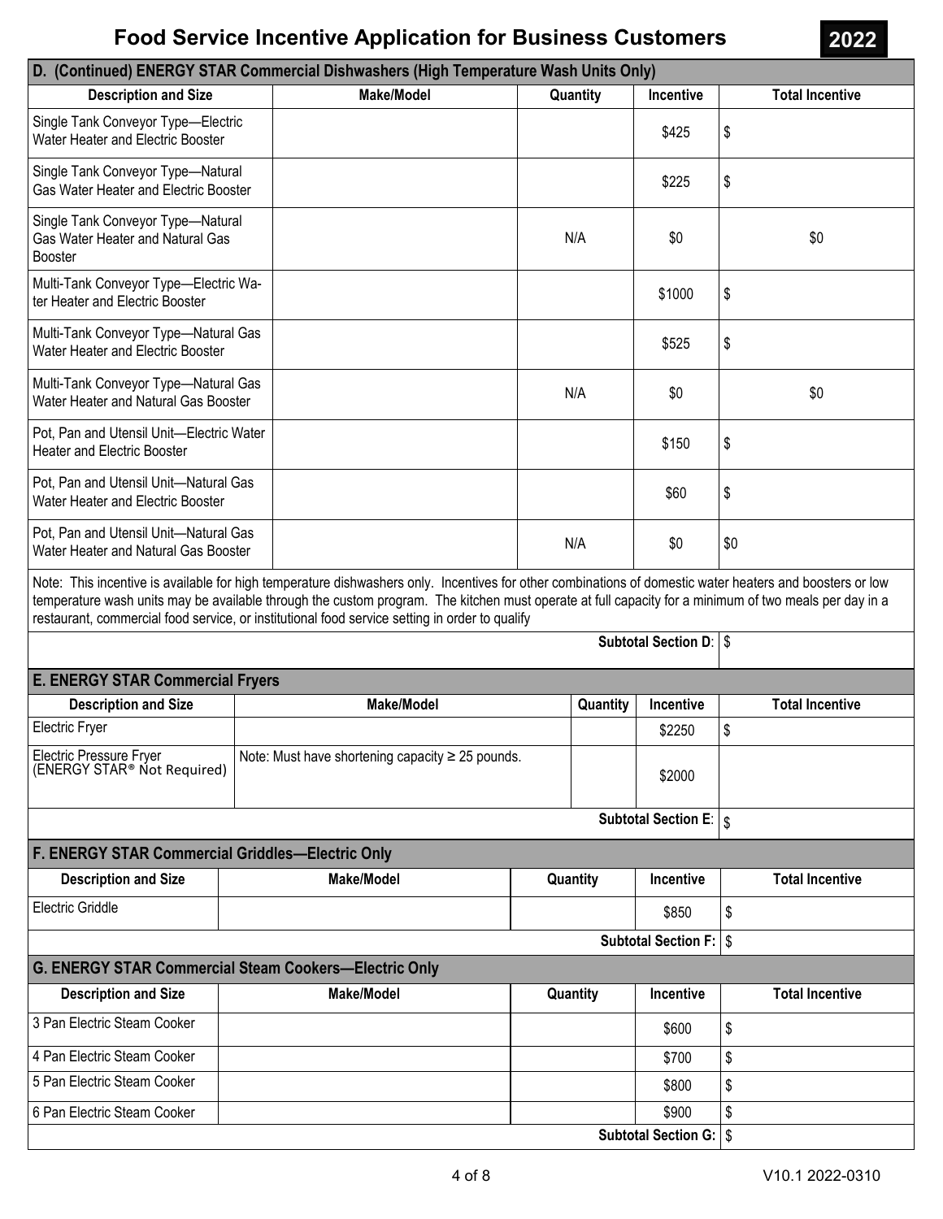# Food Service Incentive Application for Business Customers 2022

## D. (Continued) ENERGY STAR Commercial Dishwashers (High Temperature Wash Units Only)

| Description and Size | Make/Model | Quantity | Incentive | Total Incentive |
|---|---|---|---|---|
| Single Tank Conveyor Type—Electric Water Heater and Electric Booster | | | $425 | $ |
| Single Tank Conveyor Type—Natural Gas Water Heater and Electric Booster | | | $225 | $ |
| Single Tank Conveyor Type—Natural Gas Water Heater and Natural Gas Booster | | N/A | $0 | $0 |
| Multi-Tank Conveyor Type—Electric Water Heater and Electric Booster | | | $1000 | $ |
| Multi-Tank Conveyor Type—Natural Gas Water Heater and Electric Booster | | | $525 | $ |
| Multi-Tank Conveyor Type—Natural Gas Water Heater and Natural Gas Booster | | N/A | $0 | $0 |
| Pot, Pan and Utensil Unit—Electric Water Heater and Electric Booster | | | $150 | $ |
| Pot, Pan and Utensil Unit—Natural Gas Water Heater and Electric Booster | | | $60 | $ |
| Pot, Pan and Utensil Unit—Natural Gas Water Heater and Natural Gas Booster | | N/A | $0 | $0 |

Note: This incentive is available for high temperature dishwashers only. Incentives for other combinations of domestic water heaters and boosters or low temperature wash units may be available through the custom program. The kitchen must operate at full capacity for a minimum of two meals per day in a restaurant, commercial food service, or institutional food service setting in order to qualify

**Subtotal Section D:** $

## E. ENERGY STAR Commercial Fryers

| Description and Size | Make/Model | Quantity | Incentive | Total Incentive |
|---|---|---|---|---|
| Electric Fryer | | | $2250 | $ |
| Electric Pressure Fryer (ENERGY STAR® Not Required) | Note: Must have shortening capacity ≥ 25 pounds. | | $2000 | |

**Subtotal Section E:** $

## F. ENERGY STAR Commercial Griddles—Electric Only

| Description and Size | Make/Model | Quantity | Incentive | Total Incentive |
|---|---|---|---|---|
| Electric Griddle | | | $850 | $ |

**Subtotal Section F:** $

## G. ENERGY STAR Commercial Steam Cookers—Electric Only

| Description and Size | Make/Model | Quantity | Incentive | Total Incentive |
|---|---|---|---|---|
| 3 Pan Electric Steam Cooker | | | $600 | $ |
| 4 Pan Electric Steam Cooker | | | $700 | $ |
| 5 Pan Electric Steam Cooker | | | $800 | $ |
| 6 Pan Electric Steam Cooker | | | $900 | $ |

**Subtotal Section G:** $

V10.1 2022-0310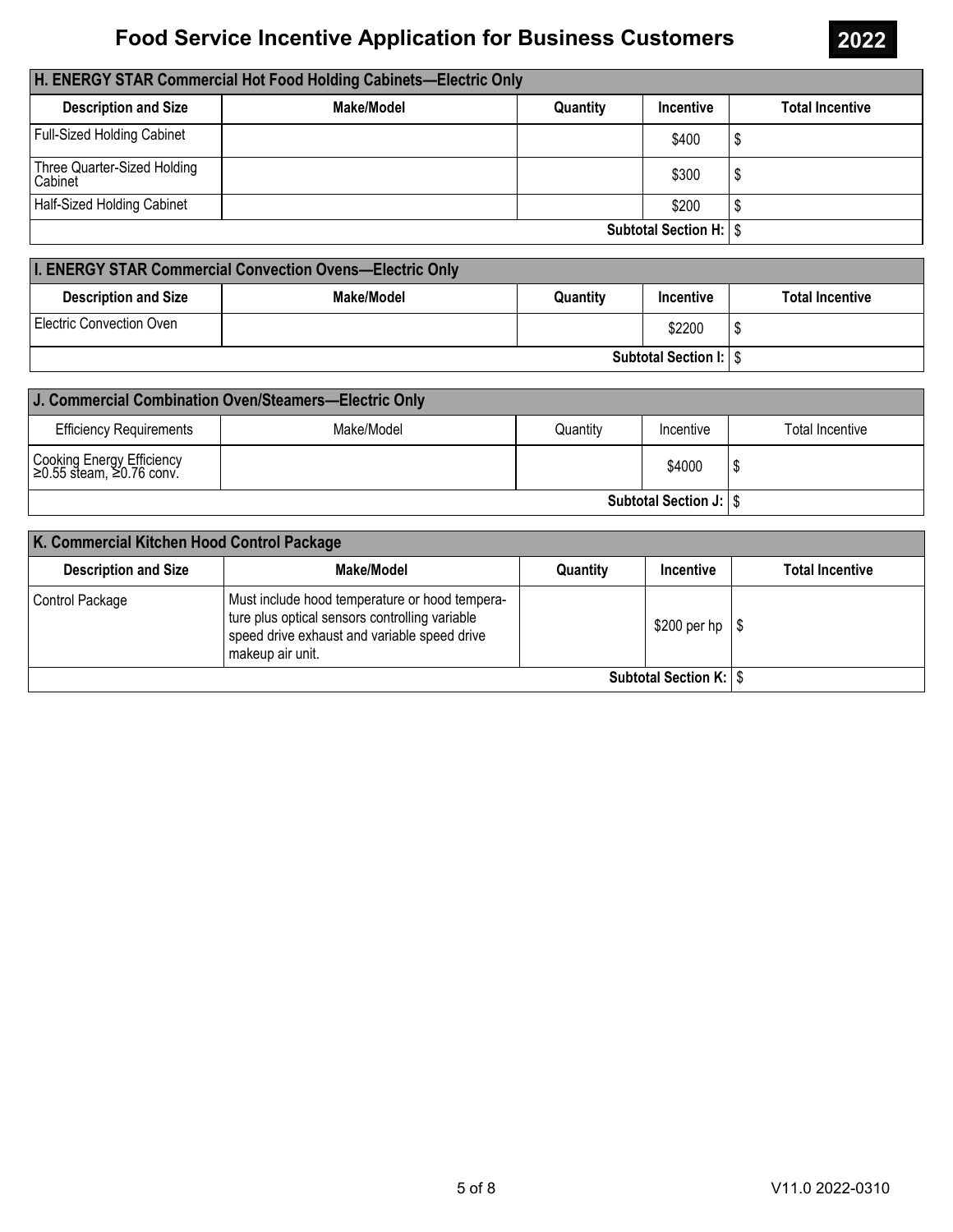# Food Service Incentive Application for Business Customers

**2022**

| H. ENERGY STAR Commercial Hot Food Holding Cabinets—Electric Only | | | | |
|---|---|---|---|---|
| **Description and Size** | **Make/Model** | **Quantity** | **Incentive** | **Total Incentive** |
| Full-Sized Holding Cabinet | | | $400 | $ |
| Three Quarter-Sized Holding Cabinet | | | $300 | $ |
| Half-Sized Holding Cabinet | | | $200 | $ |
| | | | **Subtotal Section H:** | $ |

| I. ENERGY STAR Commercial Convection Ovens—Electric Only | | | | |
|---|---|---|---|---|
| **Description and Size** | **Make/Model** | **Quantity** | **Incentive** | **Total Incentive** |
| Electric Convection Oven | | | $2200 | $ |
| | | | **Subtotal Section I:** | $ |

| J. Commercial Combination Oven/Steamers—Electric Only | | | | |
|---|---|---|---|---|
| Efficiency Requirements | Make/Model | Quantity | Incentive | Total Incentive |
| Cooking Energy Efficiency ≥0.55 steam, ≥0.76 conv. | | | $4000 | $ |
| | | | **Subtotal Section J:** | $ |

| K. Commercial Kitchen Hood Control Package | | | | |
|---|---|---|---|---|
| **Description and Size** | **Make/Model** | **Quantity** | **Incentive** | **Total Incentive** |
| Control Package | Must include hood temperature or hood temperature plus optical sensors controlling variable speed drive exhaust and variable speed drive makeup air unit. | | $200 per hp | $ |
| | | | **Subtotal Section K:** | $ |

V11.0 2022-0310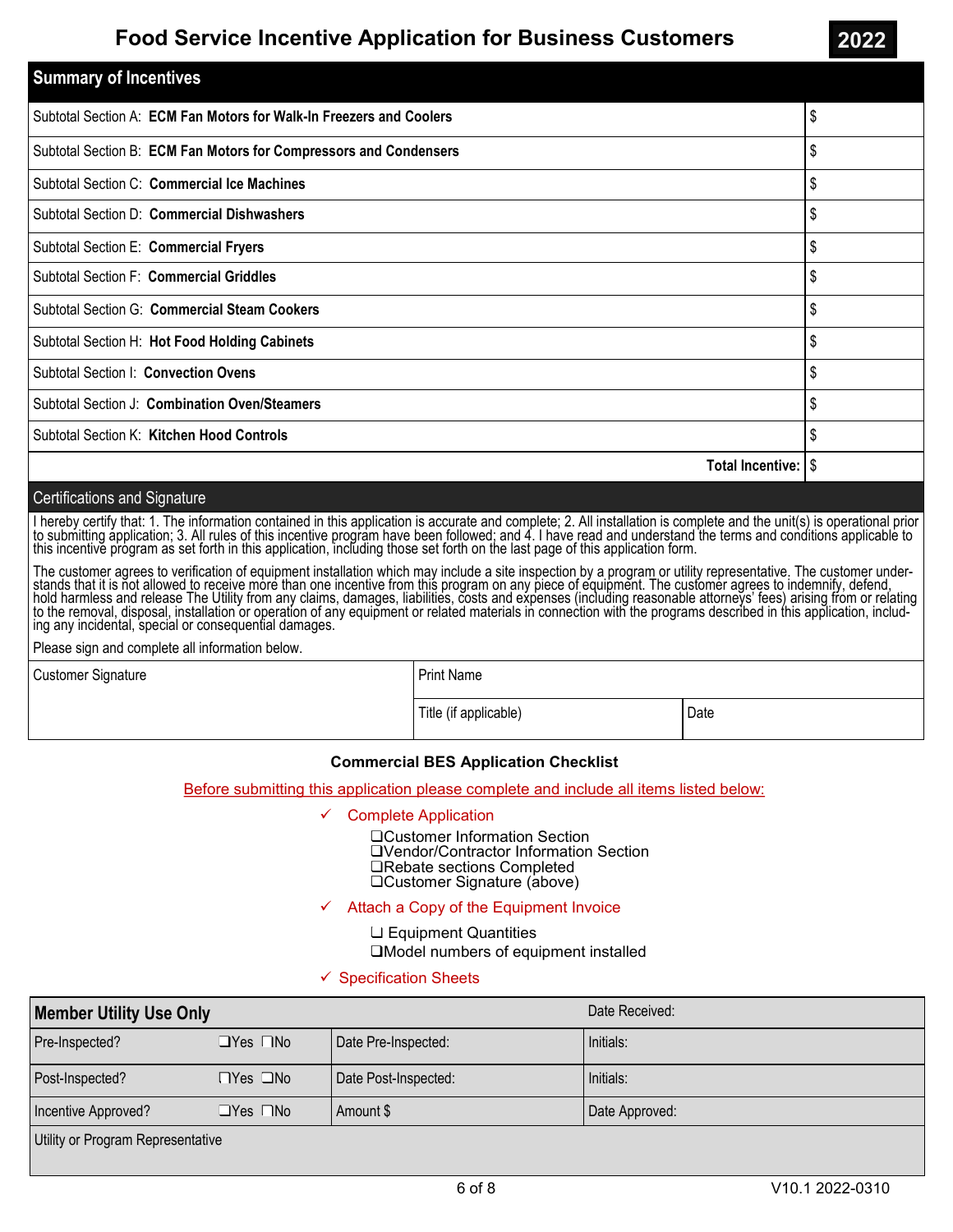# Food Service Incentive Application for Business Customers

**2022**

| Summary of Incentives | |
|---|---|
| Subtotal Section A: **ECM Fan Motors for Walk-In Freezers and Coolers** | $ |
| Subtotal Section B: **ECM Fan Motors for Compressors and Condensers** | $ |
| Subtotal Section C: **Commercial Ice Machines** | $ |
| Subtotal Section D: **Commercial Dishwashers** | $ |
| Subtotal Section E: **Commercial Fryers** | $ |
| Subtotal Section F: **Commercial Griddles** | $ |
| Subtotal Section G: **Commercial Steam Cookers** | $ |
| Subtotal Section H: **Hot Food Holding Cabinets** | $ |
| Subtotal Section I: **Convection Ovens** | $ |
| Subtotal Section J: **Combination Oven/Steamers** | $ |
| Subtotal Section K: **Kitchen Hood Controls** | $ |
| **Total Incentive:** | $ |

## Certifications and Signature

I hereby certify that: 1. The information contained in this application is accurate and complete; 2. All installation is complete and the unit(s) is operational prior to submitting application; 3. All rules of this incentive program have been followed; and 4. I have read and understand the terms and conditions applicable to this incentive program as set forth in this application, including those set forth on the last page of this application form.

The customer agrees to verification of equipment installation which may include a site inspection by a program or utility representative. The customer understands that it is not allowed to receive more than one incentive from this program on any piece of equipment. The customer agrees to indemnify, defend, hold harmless and release The Utility from any claims, damages, liabilities, costs and expenses (including reasonable attorneys' fees) arising from or relating to the removal, disposal, installation or operation of any equipment or related materials in connection with the programs described in this application, including any incidental, special or consequential damages.

Please sign and complete all information below.

| Customer Signature | Print Name | |
|---|---|---|
| | Title (if applicable) | Date |

### Commercial BES Application Checklist

Before submitting this application please complete and include all items listed below:

- ✓ Complete Application
  - ❑ Customer Information Section
  - ❑ Vendor/Contractor Information Section
  - ❑ Rebate sections Completed
  - ❑ Customer Signature (above)
- ✓ Attach a Copy of the Equipment Invoice
  - ❑ Equipment Quantities
  - ❑ Model numbers of equipment installed
- ✓ Specification Sheets

| **Member Utility Use Only** | | | Date Received: |
|---|---|---|---|
| Pre-Inspected? | ❑Yes ❑No | Date Pre-Inspected: | Initials: |
| Post-Inspected? | ❑Yes ❑No | Date Post-Inspected: | Initials: |
| Incentive Approved? | ❑Yes ❑No | Amount $ | Date Approved: |
| Utility or Program Representative | | | |

V10.1 2022-0310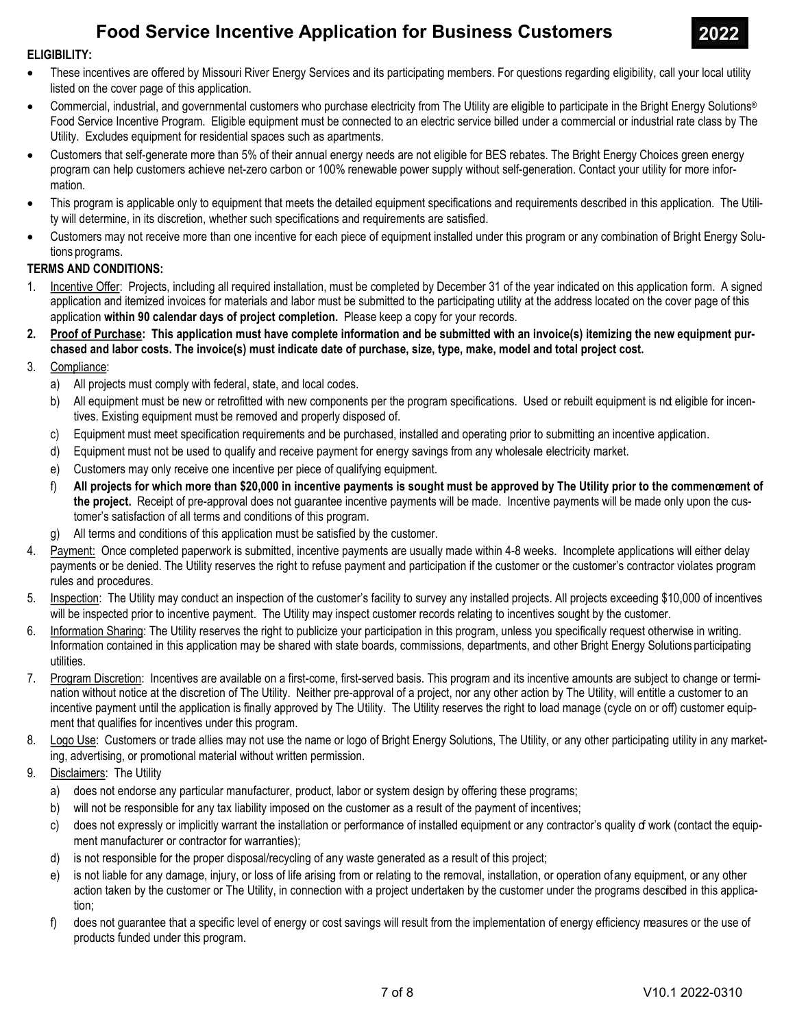# Food Service Incentive Application for Business Customers

**2022**

**ELIGIBILITY:**

- These incentives are offered by Missouri River Energy Services and its participating members. For questions regarding eligibility, call your local utility listed on the cover page of this application.
- Commercial, industrial, and governmental customers who purchase electricity from The Utility are eligible to participate in the Bright Energy Solutions® Food Service Incentive Program. Eligible equipment must be connected to an electric service billed under a commercial or industrial rate class by The Utility. Excludes equipment for residential spaces such as apartments.
- Customers that self-generate more than 5% of their annual energy needs are not eligible for BES rebates. The Bright Energy Choices green energy program can help customers achieve net-zero carbon or 100% renewable power supply without self-generation. Contact your utility for more information.
- This program is applicable only to equipment that meets the detailed equipment specifications and requirements described in this application. The Utility will determine, in its discretion, whether such specifications and requirements are satisfied.
- Customers may not receive more than one incentive for each piece of equipment installed under this program or any combination of Bright Energy Solutions programs.

**TERMS AND CONDITIONS:**

1. Incentive Offer: Projects, including all required installation, must be completed by December 31 of the year indicated on this application form. A signed application and itemized invoices for materials and labor must be submitted to the participating utility at the address located on the cover page of this application **within 90 calendar days of project completion.** Please keep a copy for your records.
2. **Proof of Purchase: This application must have complete information and be submitted with an invoice(s) itemizing the new equipment purchased and labor costs. The invoice(s) must indicate date of purchase, size, type, make, model and total project cost.**
3. Compliance:
   a) All projects must comply with federal, state, and local codes.
   b) All equipment must be new or retrofitted with new components per the program specifications. Used or rebuilt equipment is not eligible for incentives. Existing equipment must be removed and properly disposed of.
   c) Equipment must meet specification requirements and be purchased, installed and operating prior to submitting an incentive application.
   d) Equipment must not be used to qualify and receive payment for energy savings from any wholesale electricity market.
   e) Customers may only receive one incentive per piece of qualifying equipment.
   f) **All projects for which more than $20,000 in incentive payments is sought must be approved by The Utility prior to the commencement of the project.** Receipt of pre-approval does not guarantee incentive payments will be made. Incentive payments will be made only upon the customer's satisfaction of all terms and conditions of this program.
   g) All terms and conditions of this application must be satisfied by the customer.
4. Payment: Once completed paperwork is submitted, incentive payments are usually made within 4-8 weeks. Incomplete applications will either delay payments or be denied. The Utility reserves the right to refuse payment and participation if the customer or the customer's contractor violates program rules and procedures.
5. Inspection: The Utility may conduct an inspection of the customer's facility to survey any installed projects. All projects exceeding $10,000 of incentives will be inspected prior to incentive payment. The Utility may inspect customer records relating to incentives sought by the customer.
6. Information Sharing: The Utility reserves the right to publicize your participation in this program, unless you specifically request otherwise in writing. Information contained in this application may be shared with state boards, commissions, departments, and other Bright Energy Solutions participating utilities.
7. Program Discretion: Incentives are available on a first-come, first-served basis. This program and its incentive amounts are subject to change or termination without notice at the discretion of The Utility. Neither pre-approval of a project, nor any other action by The Utility, will entitle a customer to an incentive payment until the application is finally approved by The Utility. The Utility reserves the right to load manage (cycle on or off) customer equipment that qualifies for incentives under this program.
8. Logo Use: Customers or trade allies may not use the name or logo of Bright Energy Solutions, The Utility, or any other participating utility in any marketing, advertising, or promotional material without written permission.
9. Disclaimers: The Utility
   a) does not endorse any particular manufacturer, product, labor or system design by offering these programs;
   b) will not be responsible for any tax liability imposed on the customer as a result of the payment of incentives;
   c) does not expressly or implicitly warrant the installation or performance of installed equipment or any contractor's quality of work (contact the equipment manufacturer or contractor for warranties);
   d) is not responsible for the proper disposal/recycling of any waste generated as a result of this project;
   e) is not liable for any damage, injury, or loss of life arising from or relating to the removal, installation, or operation of any equipment, or any other action taken by the customer or The Utility, in connection with a project undertaken by the customer under the programs described in this application;
   f) does not guarantee that a specific level of energy or cost savings will result from the implementation of energy efficiency measures or the use of products funded under this program.

V10.1 2022-0310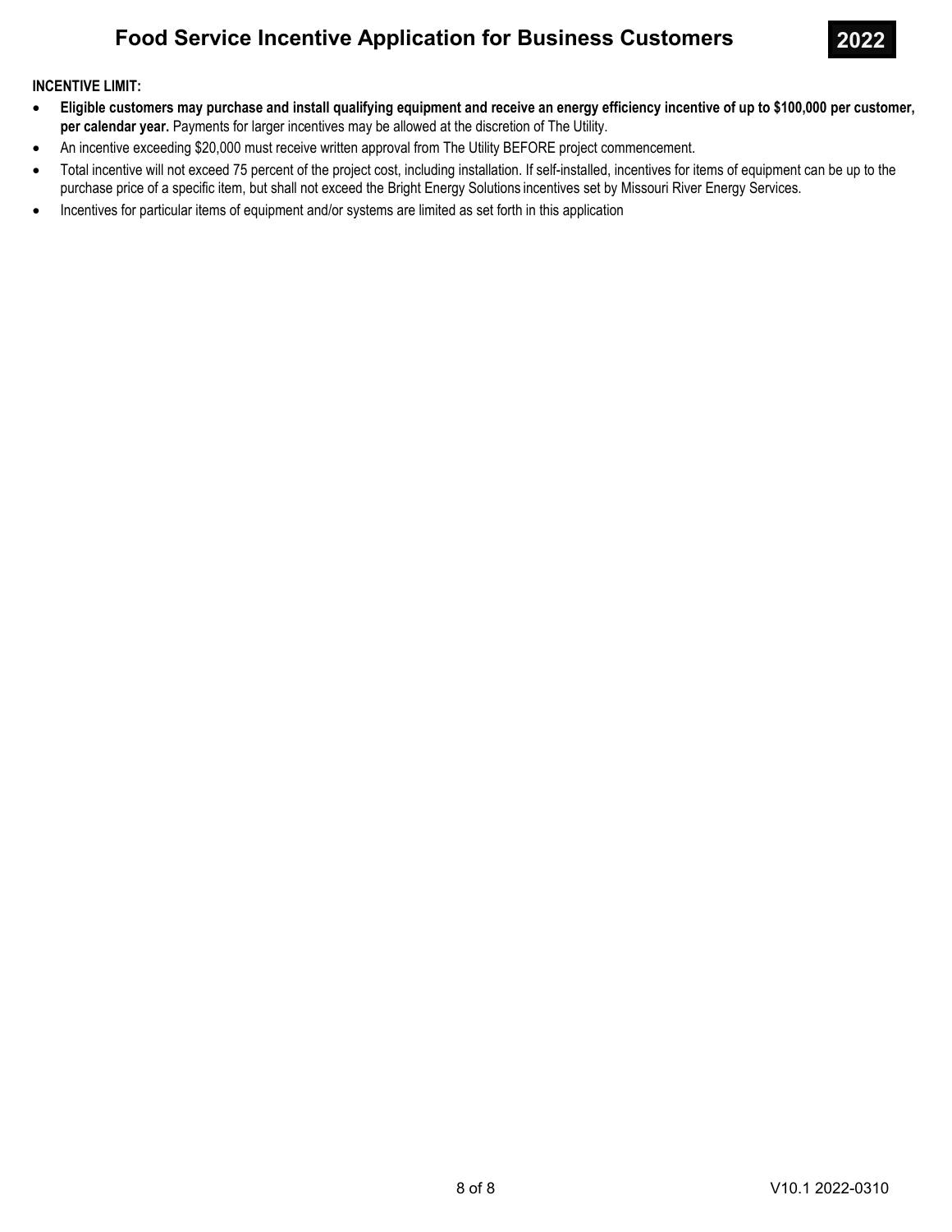**INCENTIVE LIMIT:**

- **Eligible customers may purchase and install qualifying equipment and receive an energy efficiency incentive of up to $100,000 per customer, per calendar year.** Payments for larger incentives may be allowed at the discretion of The Utility.
- An incentive exceeding $20,000 must receive written approval from The Utility BEFORE project commencement.
- Total incentive will not exceed 75 percent of the project cost, including installation. If self-installed, incentives for items of equipment can be up to the purchase price of a specific item, but shall not exceed the Bright Energy Solutions incentives set by Missouri River Energy Services.
- Incentives for particular items of equipment and/or systems are limited as set forth in this application